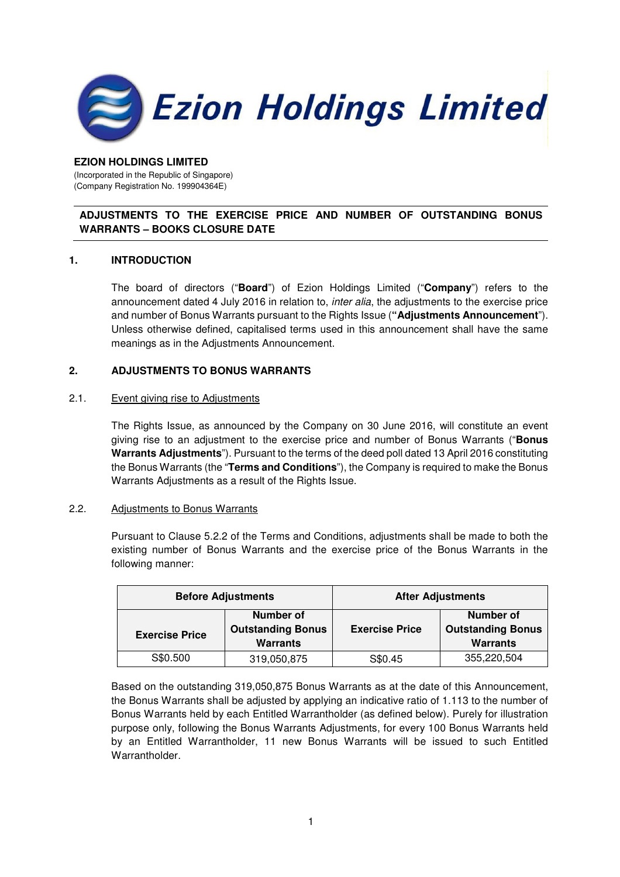# Ezion Holdings Limited

**EZION HOLDINGS LIMITED**
(Incorporated in the Republic of Singapore)
(Company Registration No. 199904364E)

## ADJUSTMENTS TO THE EXERCISE PRICE AND NUMBER OF OUTSTANDING BONUS WARRANTS – BOOKS CLOSURE DATE

### 1. INTRODUCTION

The board of directors ("**Board**") of Ezion Holdings Limited ("**Company**") refers to the announcement dated 4 July 2016 in relation to, *inter alia*, the adjustments to the exercise price and number of Bonus Warrants pursuant to the Rights Issue (**"Adjustments Announcement**"). Unless otherwise defined, capitalised terms used in this announcement shall have the same meanings as in the Adjustments Announcement.

### 2. ADJUSTMENTS TO BONUS WARRANTS

2.1. Event giving rise to Adjustments

The Rights Issue, as announced by the Company on 30 June 2016, will constitute an event giving rise to an adjustment to the exercise price and number of Bonus Warrants ("**Bonus Warrants Adjustments**"). Pursuant to the terms of the deed poll dated 13 April 2016 constituting the Bonus Warrants (the "**Terms and Conditions**"), the Company is required to make the Bonus Warrants Adjustments as a result of the Rights Issue.

2.2. Adjustments to Bonus Warrants

Pursuant to Clause 5.2.2 of the Terms and Conditions, adjustments shall be made to both the existing number of Bonus Warrants and the exercise price of the Bonus Warrants in the following manner:

| Before Adjustments | | After Adjustments | |
|---|---|---|---|
| **Exercise Price** | **Number of Outstanding Bonus Warrants** | **Exercise Price** | **Number of Outstanding Bonus Warrants** |
| S$0.500 | 319,050,875 | S$0.45 | 355,220,504 |

Based on the outstanding 319,050,875 Bonus Warrants as at the date of this Announcement, the Bonus Warrants shall be adjusted by applying an indicative ratio of 1.113 to the number of Bonus Warrants held by each Entitled Warrantholder (as defined below). Purely for illustration purpose only, following the Bonus Warrants Adjustments, for every 100 Bonus Warrants held by an Entitled Warrantholder, 11 new Bonus Warrants will be issued to such Entitled Warrantholder.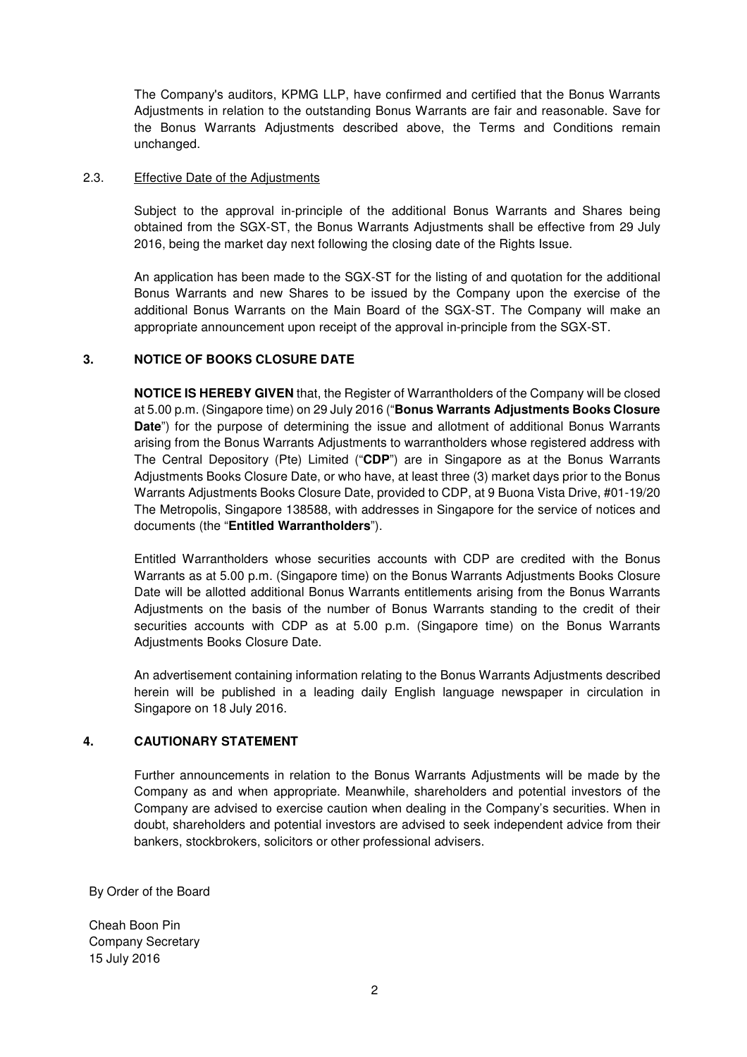The Company's auditors, KPMG LLP, have confirmed and certified that the Bonus Warrants Adjustments in relation to the outstanding Bonus Warrants are fair and reasonable. Save for the Bonus Warrants Adjustments described above, the Terms and Conditions remain unchanged.

### 2.3. Effective Date of the Adjustments

Subject to the approval in-principle of the additional Bonus Warrants and Shares being obtained from the SGX-ST, the Bonus Warrants Adjustments shall be effective from 29 July 2016, being the market day next following the closing date of the Rights Issue.

An application has been made to the SGX-ST for the listing of and quotation for the additional Bonus Warrants and new Shares to be issued by the Company upon the exercise of the additional Bonus Warrants on the Main Board of the SGX-ST. The Company will make an appropriate announcement upon receipt of the approval in-principle from the SGX-ST.

## 3. NOTICE OF BOOKS CLOSURE DATE

**NOTICE IS HEREBY GIVEN** that, the Register of Warrantholders of the Company will be closed at 5.00 p.m. (Singapore time) on 29 July 2016 ("**Bonus Warrants Adjustments Books Closure Date**") for the purpose of determining the issue and allotment of additional Bonus Warrants arising from the Bonus Warrants Adjustments to warrantholders whose registered address with The Central Depository (Pte) Limited ("**CDP**") are in Singapore as at the Bonus Warrants Adjustments Books Closure Date, or who have, at least three (3) market days prior to the Bonus Warrants Adjustments Books Closure Date, provided to CDP, at 9 Buona Vista Drive, #01-19/20 The Metropolis, Singapore 138588, with addresses in Singapore for the service of notices and documents (the "**Entitled Warrantholders**").

Entitled Warrantholders whose securities accounts with CDP are credited with the Bonus Warrants as at 5.00 p.m. (Singapore time) on the Bonus Warrants Adjustments Books Closure Date will be allotted additional Bonus Warrants entitlements arising from the Bonus Warrants Adjustments on the basis of the number of Bonus Warrants standing to the credit of their securities accounts with CDP as at 5.00 p.m. (Singapore time) on the Bonus Warrants Adjustments Books Closure Date.

An advertisement containing information relating to the Bonus Warrants Adjustments described herein will be published in a leading daily English language newspaper in circulation in Singapore on 18 July 2016.

## 4. CAUTIONARY STATEMENT

Further announcements in relation to the Bonus Warrants Adjustments will be made by the Company as and when appropriate. Meanwhile, shareholders and potential investors of the Company are advised to exercise caution when dealing in the Company's securities. When in doubt, shareholders and potential investors are advised to seek independent advice from their bankers, stockbrokers, solicitors or other professional advisers.

By Order of the Board

Cheah Boon Pin
Company Secretary
15 July 2016